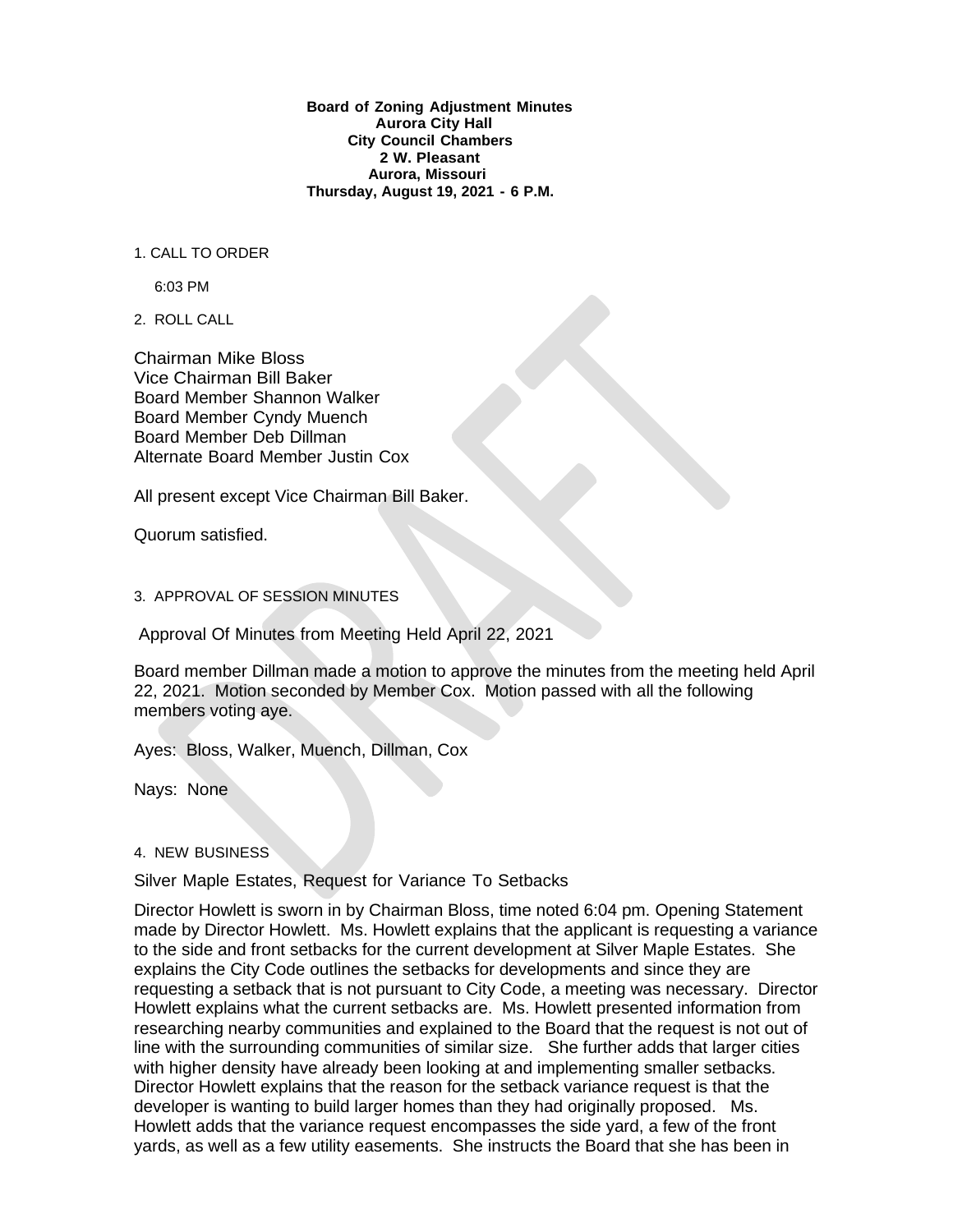**Board of Zoning Adjustment Minutes**
**Aurora City Hall**
**City Council Chambers**
**2 W. Pleasant**
**Aurora, Missouri**
**Thursday, August 19, 2021 - 6 P.M.**

1. CALL TO ORDER

6:03 PM

2. ROLL CALL

Chairman Mike Bloss
Vice Chairman Bill Baker
Board Member Shannon Walker
Board Member Cyndy Muench
Board Member Deb Dillman
Alternate Board Member Justin Cox

All present except Vice Chairman Bill Baker.

Quorum satisfied.

3. APPROVAL OF SESSION MINUTES

Approval Of Minutes from Meeting Held April 22, 2021

Board member Dillman made a motion to approve the minutes from the meeting held April 22, 2021. Motion seconded by Member Cox. Motion passed with all the following members voting aye.

Ayes: Bloss, Walker, Muench, Dillman, Cox

Nays: None

4. NEW BUSINESS

Silver Maple Estates, Request for Variance To Setbacks

Director Howlett is sworn in by Chairman Bloss, time noted 6:04 pm. Opening Statement made by Director Howlett. Ms. Howlett explains that the applicant is requesting a variance to the side and front setbacks for the current development at Silver Maple Estates. She explains the City Code outlines the setbacks for developments and since they are requesting a setback that is not pursuant to City Code, a meeting was necessary. Director Howlett explains what the current setbacks are. Ms. Howlett presented information from researching nearby communities and explained to the Board that the request is not out of line with the surrounding communities of similar size. She further adds that larger cities with higher density have already been looking at and implementing smaller setbacks. Director Howlett explains that the reason for the setback variance request is that the developer is wanting to build larger homes than they had originally proposed. Ms. Howlett adds that the variance request encompasses the side yard, a few of the front yards, as well as a few utility easements. She instructs the Board that she has been in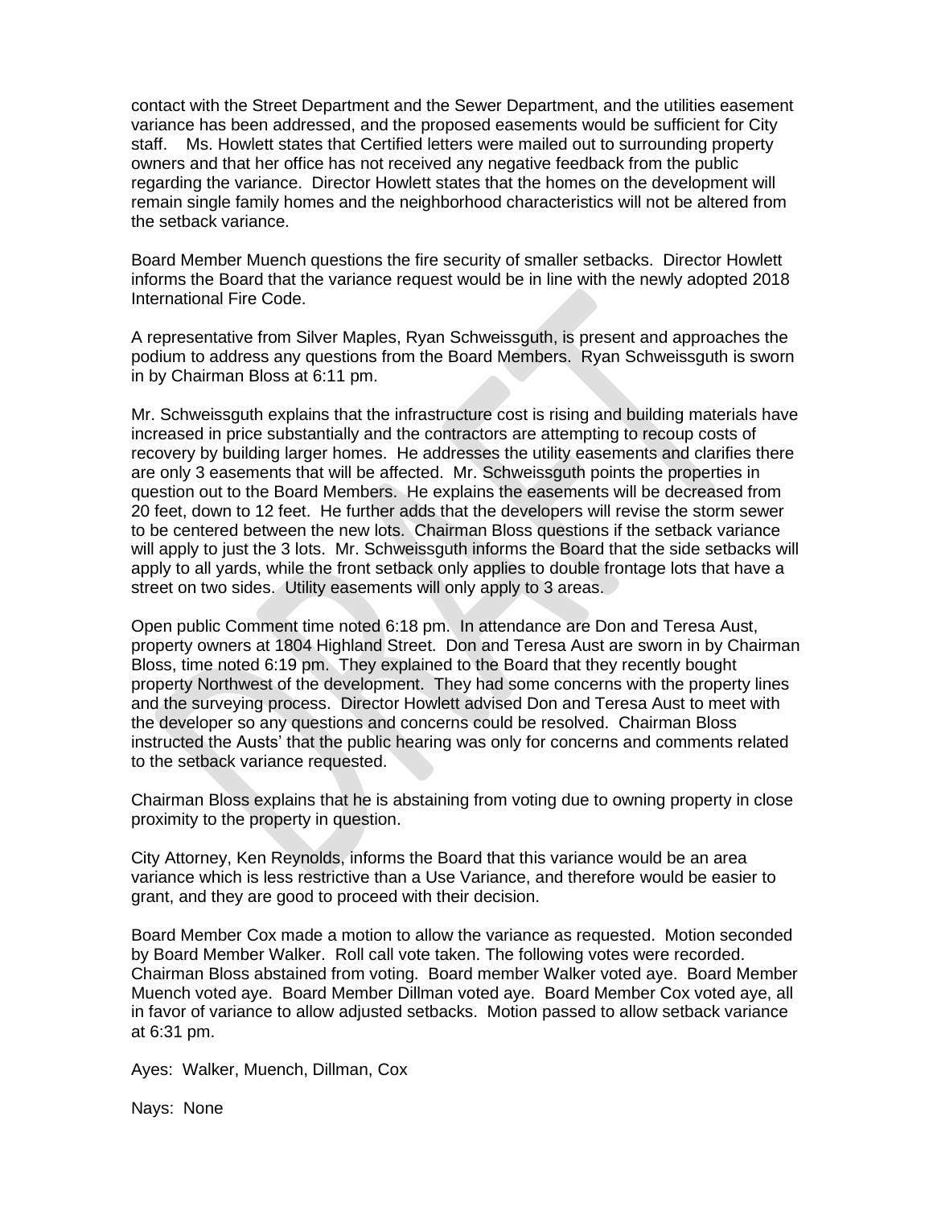contact with the Street Department and the Sewer Department, and the utilities easement variance has been addressed, and the proposed easements would be sufficient for City staff. Ms. Howlett states that Certified letters were mailed out to surrounding property owners and that her office has not received any negative feedback from the public regarding the variance. Director Howlett states that the homes on the development will remain single family homes and the neighborhood characteristics will not be altered from the setback variance.

Board Member Muench questions the fire security of smaller setbacks. Director Howlett informs the Board that the variance request would be in line with the newly adopted 2018 International Fire Code.

A representative from Silver Maples, Ryan Schweissguth, is present and approaches the podium to address any questions from the Board Members. Ryan Schweissguth is sworn in by Chairman Bloss at 6:11 pm.

Mr. Schweissguth explains that the infrastructure cost is rising and building materials have increased in price substantially and the contractors are attempting to recoup costs of recovery by building larger homes. He addresses the utility easements and clarifies there are only 3 easements that will be affected. Mr. Schweissguth points the properties in question out to the Board Members. He explains the easements will be decreased from 20 feet, down to 12 feet. He further adds that the developers will revise the storm sewer to be centered between the new lots. Chairman Bloss questions if the setback variance will apply to just the 3 lots. Mr. Schweissguth informs the Board that the side setbacks will apply to all yards, while the front setback only applies to double frontage lots that have a street on two sides. Utility easements will only apply to 3 areas.

Open public Comment time noted 6:18 pm. In attendance are Don and Teresa Aust, property owners at 1804 Highland Street. Don and Teresa Aust are sworn in by Chairman Bloss, time noted 6:19 pm. They explained to the Board that they recently bought property Northwest of the development. They had some concerns with the property lines and the surveying process. Director Howlett advised Don and Teresa Aust to meet with the developer so any questions and concerns could be resolved. Chairman Bloss instructed the Austs' that the public hearing was only for concerns and comments related to the setback variance requested.

Chairman Bloss explains that he is abstaining from voting due to owning property in close proximity to the property in question.

City Attorney, Ken Reynolds, informs the Board that this variance would be an area variance which is less restrictive than a Use Variance, and therefore would be easier to grant, and they are good to proceed with their decision.

Board Member Cox made a motion to allow the variance as requested. Motion seconded by Board Member Walker. Roll call vote taken. The following votes were recorded. Chairman Bloss abstained from voting. Board member Walker voted aye. Board Member Muench voted aye. Board Member Dillman voted aye. Board Member Cox voted aye, all in favor of variance to allow adjusted setbacks. Motion passed to allow setback variance at 6:31 pm.

Ayes: Walker, Muench, Dillman, Cox

Nays: None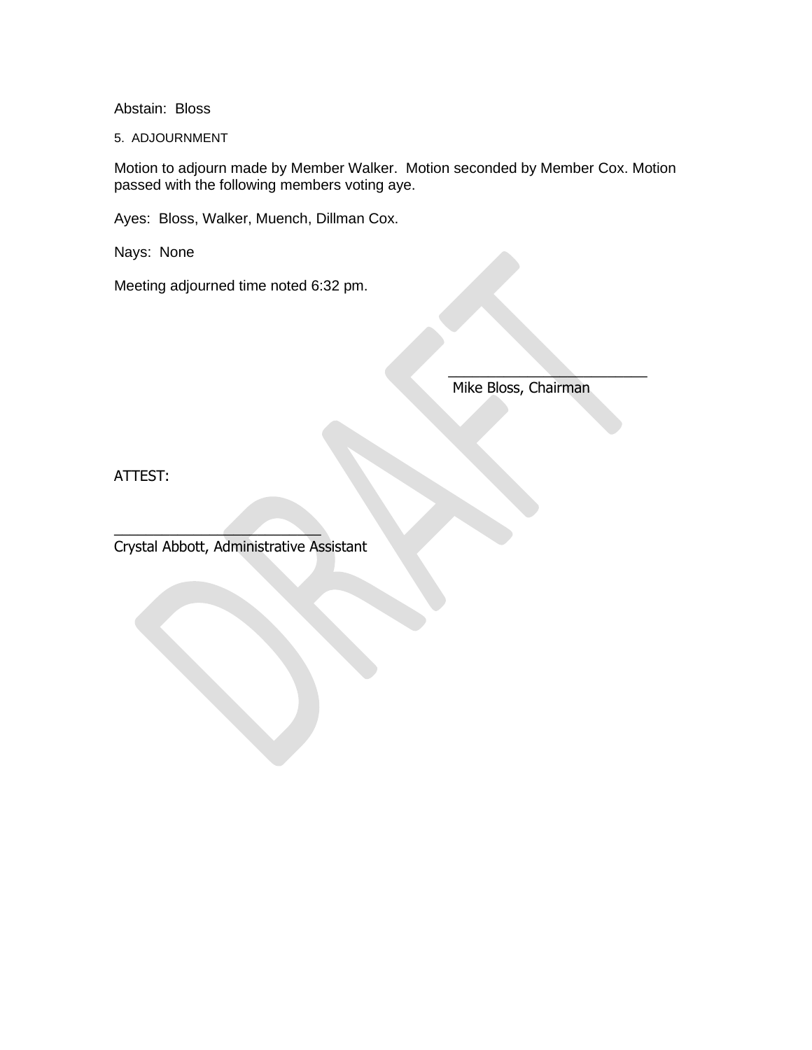Abstain: Bloss

5. ADJOURNMENT

Motion to adjourn made by Member Walker. Motion seconded by Member Cox. Motion passed with the following members voting aye.

Ayes: Bloss, Walker, Muench, Dillman Cox.

Nays: None

Meeting adjourned time noted 6:32 pm.

\_\_\_\_\_\_\_\_\_\_\_\_\_\_\_\_\_\_\_\_\_\_\_\_\_\_\_

Mike Bloss, Chairman

ATTEST:

\_\_\_\_\_\_\_\_\_\_\_\_\_\_\_\_\_\_\_\_\_\_\_\_\_\_\_

Crystal Abbott, Administrative Assistant